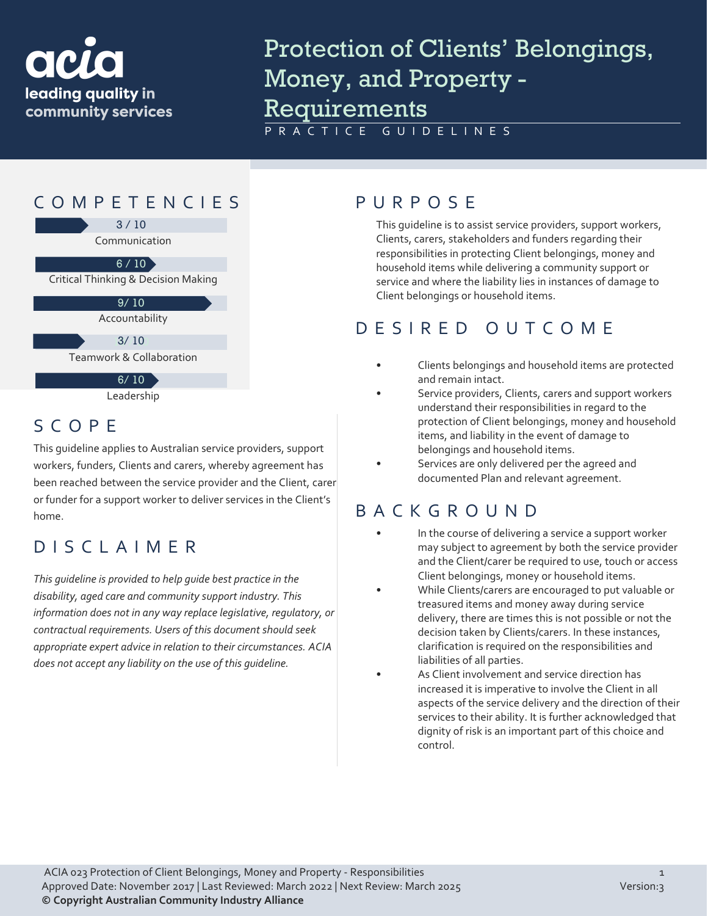acia
leading quality in community services

# Protection of Clients' Belongings, Money, and Property - Requirements

PRACTICE GUIDELINES

## COMPETENCIES

3 / 10
Communication

6 / 10
Critical Thinking & Decision Making

9/ 10
Accountability

3/ 10
Teamwork & Collaboration

6/ 10
Leadership

## SCOPE

This guideline applies to Australian service providers, support workers, funders, Clients and carers, whereby agreement has been reached between the service provider and the Client, carer or funder for a support worker to deliver services in the Client's home.

## DISCLAIMER

*This guideline is provided to help guide best practice in the disability, aged care and community support industry. This information does not in any way replace legislative, regulatory, or contractual requirements. Users of this document should seek appropriate expert advice in relation to their circumstances. ACIA does not accept any liability on the use of this guideline.*

## PURPOSE

This guideline is to assist service providers, support workers, Clients, carers, stakeholders and funders regarding their responsibilities in protecting Client belongings, money and household items while delivering a community support or service and where the liability lies in instances of damage to Client belongings or household items.

## DESIRED OUTCOME

- Clients belongings and household items are protected and remain intact.
- Service providers, Clients, carers and support workers understand their responsibilities in regard to the protection of Client belongings, money and household items, and liability in the event of damage to belongings and household items.
- Services are only delivered per the agreed and documented Plan and relevant agreement.

## BACKGROUND

- In the course of delivering a service a support worker may subject to agreement by both the service provider and the Client/carer be required to use, touch or access Client belongings, money or household items.
- While Clients/carers are encouraged to put valuable or treasured items and money away during service delivery, there are times this is not possible or not the decision taken by Clients/carers. In these instances, clarification is required on the responsibilities and liabilities of all parties.
- As Client involvement and service direction has increased it is imperative to involve the Client in all aspects of the service delivery and the direction of their services to their ability. It is further acknowledged that dignity of risk is an important part of this choice and control.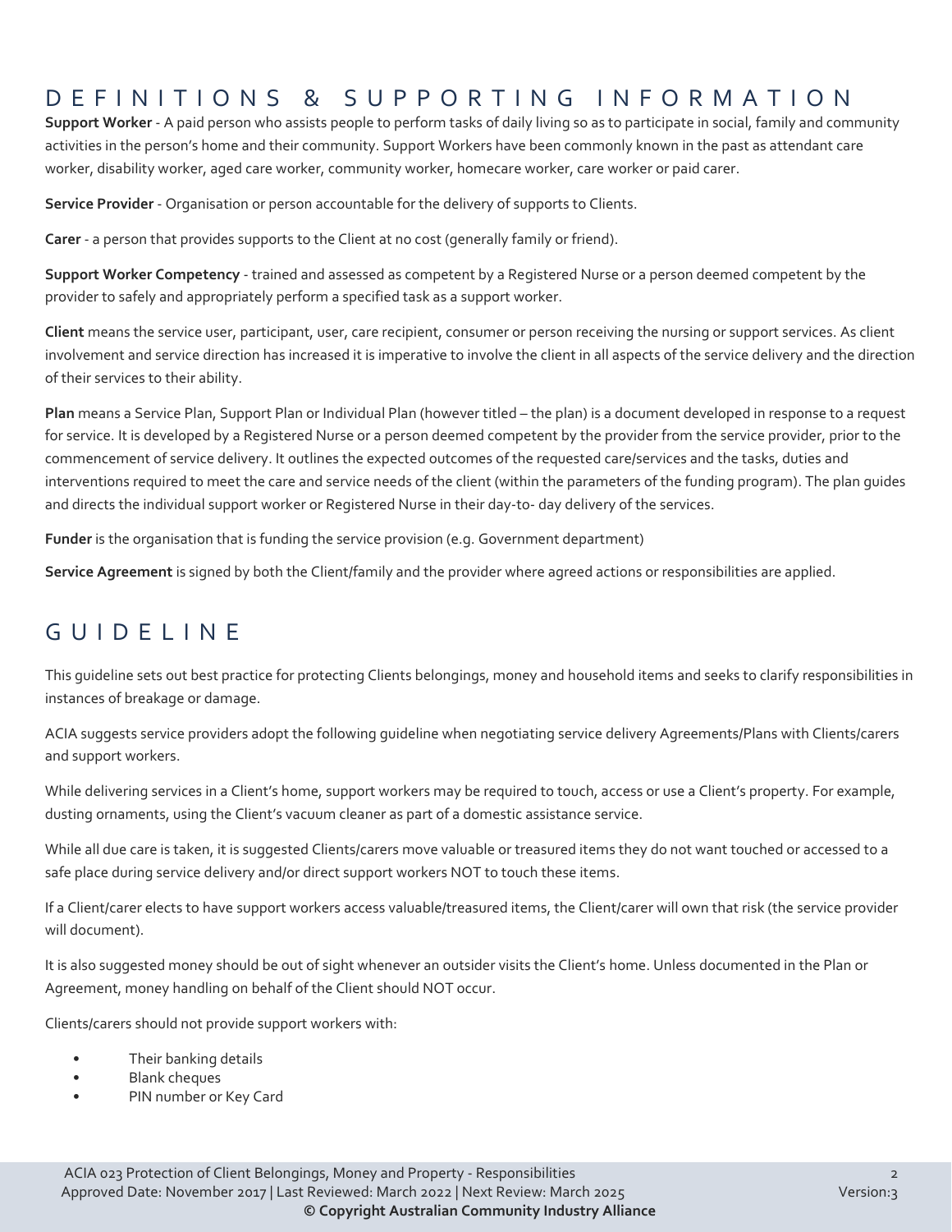## DEFINITIONS & SUPPORTING INFORMATION

**Support Worker** - A paid person who assists people to perform tasks of daily living so as to participate in social, family and community activities in the person's home and their community. Support Workers have been commonly known in the past as attendant care worker, disability worker, aged care worker, community worker, homecare worker, care worker or paid carer.

**Service Provider** - Organisation or person accountable for the delivery of supports to Clients.

**Carer** - a person that provides supports to the Client at no cost (generally family or friend).

**Support Worker Competency** - trained and assessed as competent by a Registered Nurse or a person deemed competent by the provider to safely and appropriately perform a specified task as a support worker.

**Client** means the service user, participant, user, care recipient, consumer or person receiving the nursing or support services. As client involvement and service direction has increased it is imperative to involve the client in all aspects of the service delivery and the direction of their services to their ability.

**Plan** means a Service Plan, Support Plan or Individual Plan (however titled – the plan) is a document developed in response to a request for service. It is developed by a Registered Nurse or a person deemed competent by the provider from the service provider, prior to the commencement of service delivery. It outlines the expected outcomes of the requested care/services and the tasks, duties and interventions required to meet the care and service needs of the client (within the parameters of the funding program). The plan guides and directs the individual support worker or Registered Nurse in their day-to- day delivery of the services.

**Funder** is the organisation that is funding the service provision (e.g. Government department)

**Service Agreement** is signed by both the Client/family and the provider where agreed actions or responsibilities are applied.

## GUIDELINE

This guideline sets out best practice for protecting Clients belongings, money and household items and seeks to clarify responsibilities in instances of breakage or damage.

ACIA suggests service providers adopt the following guideline when negotiating service delivery Agreements/Plans with Clients/carers and support workers.

While delivering services in a Client's home, support workers may be required to touch, access or use a Client's property. For example, dusting ornaments, using the Client's vacuum cleaner as part of a domestic assistance service.

While all due care is taken, it is suggested Clients/carers move valuable or treasured items they do not want touched or accessed to a safe place during service delivery and/or direct support workers NOT to touch these items.

If a Client/carer elects to have support workers access valuable/treasured items, the Client/carer will own that risk (the service provider will document).

It is also suggested money should be out of sight whenever an outsider visits the Client's home. Unless documented in the Plan or Agreement, money handling on behalf of the Client should NOT occur.

Clients/carers should not provide support workers with:

- Their banking details
- Blank cheques
- PIN number or Key Card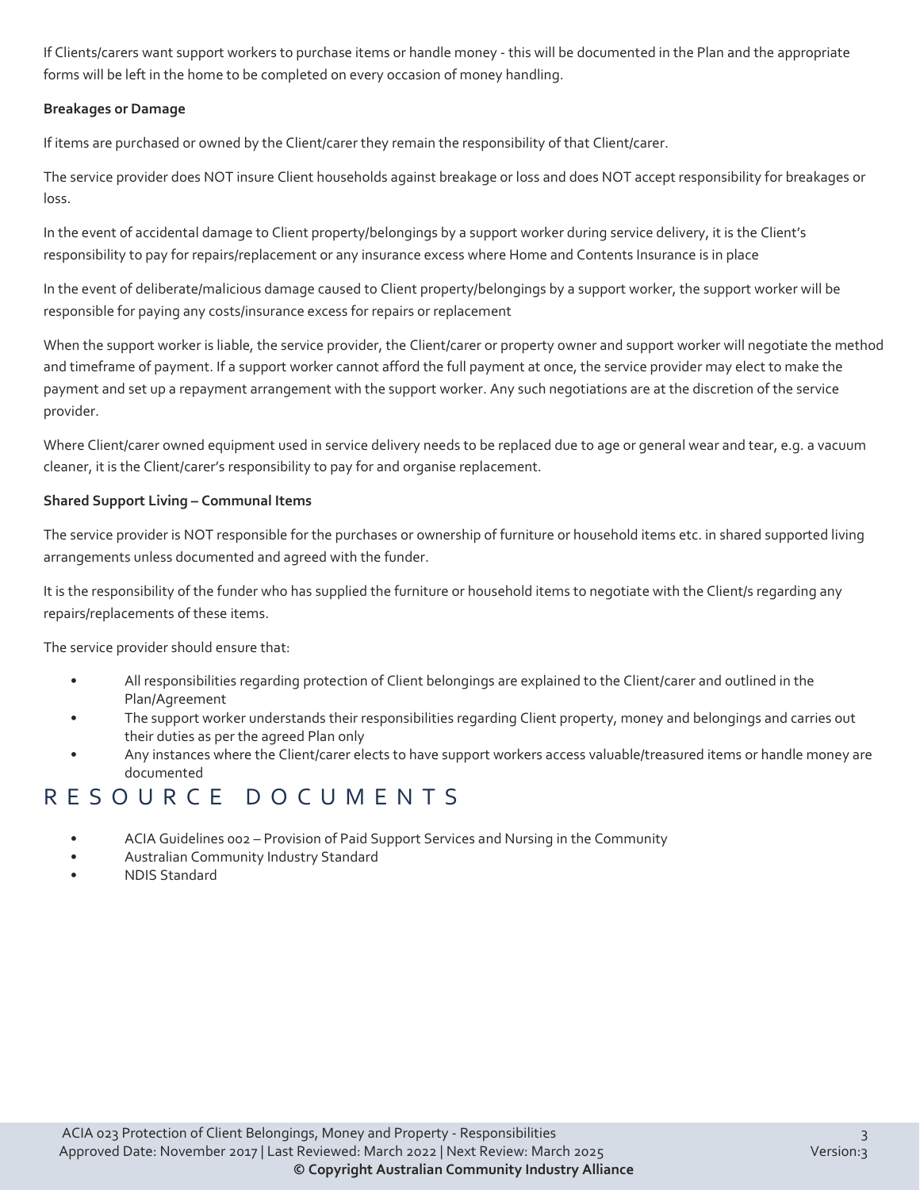If Clients/carers want support workers to purchase items or handle money - this will be documented in the Plan and the appropriate forms will be left in the home to be completed on every occasion of money handling.

**Breakages or Damage**

If items are purchased or owned by the Client/carer they remain the responsibility of that Client/carer.

The service provider does NOT insure Client households against breakage or loss and does NOT accept responsibility for breakages or loss.

In the event of accidental damage to Client property/belongings by a support worker during service delivery, it is the Client's responsibility to pay for repairs/replacement or any insurance excess where Home and Contents Insurance is in place

In the event of deliberate/malicious damage caused to Client property/belongings by a support worker, the support worker will be responsible for paying any costs/insurance excess for repairs or replacement

When the support worker is liable, the service provider, the Client/carer or property owner and support worker will negotiate the method and timeframe of payment. If a support worker cannot afford the full payment at once, the service provider may elect to make the payment and set up a repayment arrangement with the support worker. Any such negotiations are at the discretion of the service provider.

Where Client/carer owned equipment used in service delivery needs to be replaced due to age or general wear and tear, e.g. a vacuum cleaner, it is the Client/carer's responsibility to pay for and organise replacement.

**Shared Support Living – Communal Items**

The service provider is NOT responsible for the purchases or ownership of furniture or household items etc. in shared supported living arrangements unless documented and agreed with the funder.

It is the responsibility of the funder who has supplied the furniture or household items to negotiate with the Client/s regarding any repairs/replacements of these items.

The service provider should ensure that:

- All responsibilities regarding protection of Client belongings are explained to the Client/carer and outlined in the Plan/Agreement
- The support worker understands their responsibilities regarding Client property, money and belongings and carries out their duties as per the agreed Plan only
- Any instances where the Client/carer elects to have support workers access valuable/treasured items or handle money are documented

# RESOURCE DOCUMENTS

- ACIA Guidelines 002 – Provision of Paid Support Services and Nursing in the Community
- Australian Community Industry Standard
- NDIS Standard